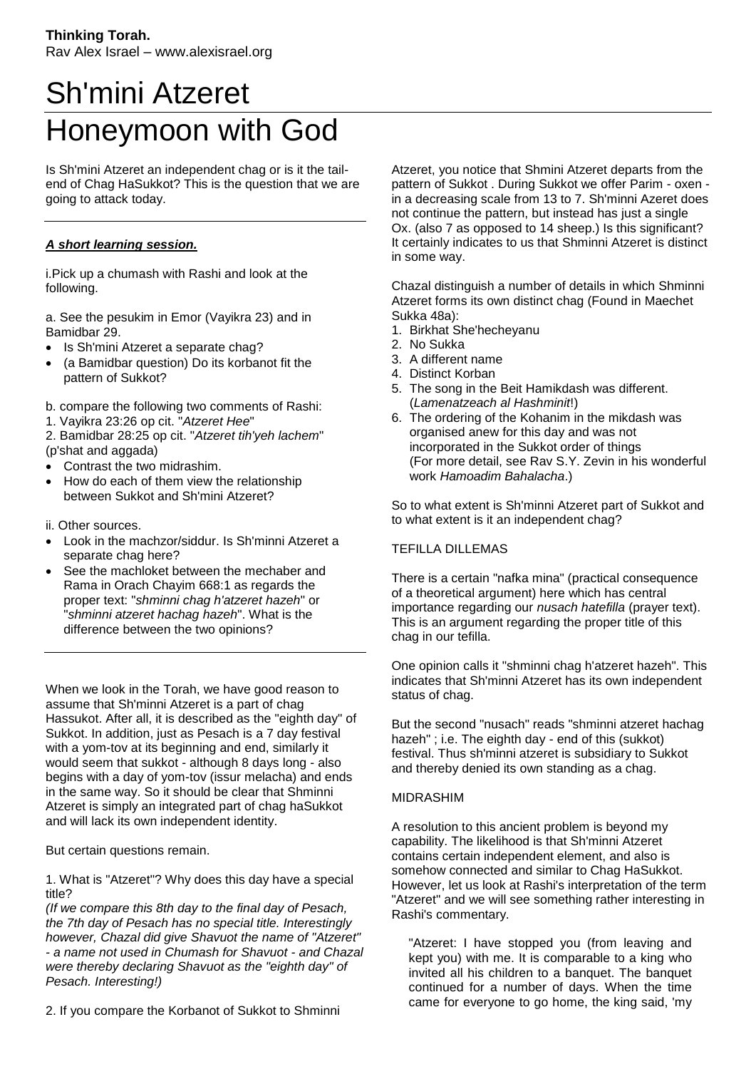**Thinking Torah.**
Rav Alex Israel – www.alexisrael.org

# Sh'mini Atzeret
# Honeymoon with God

Is Sh'mini Atzeret an independent chag or is it the tail-end of Chag HaSukkot? This is the question that we are going to attack today.

---

***A short learning session.***

i. Pick up a chumash with Rashi and look at the following.

a. See the pesukim in Emor (Vayikra 23) and in Bamidbar 29.

- Is Sh'mini Atzeret a separate chag?
- (a Bamidbar question) Do its korbanot fit the pattern of Sukkot?

b. compare the following two comments of Rashi:

1. Vayikra 23:26 op cit. "*Atzeret Hee*"
2. Bamidbar 28:25 op cit. "*Atzeret tih'yeh lachem*" (p'shat and aggada)

- Contrast the two midrashim.
- How do each of them view the relationship between Sukkot and Sh'mini Atzeret?

ii. Other sources.

- Look in the machzor/siddur. Is Sh'minni Atzeret a separate chag here?
- See the machloket between the mechaber and Rama in Orach Chayim 668:1 as regards the proper text: "*shminni chag h'atzeret hazeh*" or "*shminni atzeret hachag hazeh*". What is the difference between the two opinions?

---

When we look in the Torah, we have good reason to assume that Sh'minni Atzeret is a part of chag Hassukot. After all, it is described as the "eighth day" of Sukkot. In addition, just as Pesach is a 7 day festival with a yom-tov at its beginning and end, similarly it would seem that sukkot - although 8 days long - also begins with a day of yom-tov (issur melacha) and ends in the same way. So it should be clear that Shminni Atzeret is simply an integrated part of chag haSukkot and will lack its own independent identity.

But certain questions remain.

1. What is "Atzeret"? Why does this day have a special title?

*(If we compare this 8th day to the final day of Pesach, the 7th day of Pesach has no special title. Interestingly however, Chazal did give Shavuot the name of "Atzeret" - a name not used in Chumash for Shavuot - and Chazal were thereby declaring Shavuot as the "eighth day" of Pesach. Interesting!)*

2. If you compare the Korbanot of Sukkot to Shminni Atzeret, you notice that Shmini Atzeret departs from the pattern of Sukkot . During Sukkot we offer Parim - oxen - in a decreasing scale from 13 to 7. Sh'minni Azeret does not continue the pattern, but instead has just a single Ox. (also 7 as opposed to 14 sheep.) Is this significant? It certainly indicates to us that Shminni Atzeret is distinct in some way.

Chazal distinguish a number of details in which Shminni Atzeret forms its own distinct chag (Found in Maechet Sukka 48a):

1. Birkhat She'hecheyanu
2. No Sukka
3. A different name
4. Distinct Korban
5. The song in the Beit Hamikdash was different. (*Lamenatzeach al Hashminit*!)
6. The ordering of the Kohanim in the mikdash was organised anew for this day and was not incorporated in the Sukkot order of things (For more detail, see Rav S.Y. Zevin in his wonderful work *Hamoadim Bahalacha*.)

So to what extent is Sh'minni Atzeret part of Sukkot and to what extent is it an independent chag?

TEFILLA DILLEMAS

There is a certain "nafka mina" (practical consequence of a theoretical argument) here which has central importance regarding our *nusach hatefilla* (prayer text). This is an argument regarding the proper title of this chag in our tefilla.

One opinion calls it "shminni chag h'atzeret hazeh". This indicates that Sh'minni Atzeret has its own independent status of chag.

But the second "nusach" reads "shminni atzeret hachag hazeh" ; i.e. The eighth day - end of this (sukkot) festival. Thus sh'minni atzeret is subsidiary to Sukkot and thereby denied its own standing as a chag.

MIDRASHIM

A resolution to this ancient problem is beyond my capability. The likelihood is that Sh'minni Atzeret contains certain independent element, and also is somehow connected and similar to Chag HaSukkot. However, let us look at Rashi's interpretation of the term "Atzeret" and we will see something rather interesting in Rashi's commentary.

> "Atzeret: I have stopped you (from leaving and kept you) with me. It is comparable to a king who invited all his children to a banquet. The banquet continued for a number of days. When the time came for everyone to go home, the king said, 'my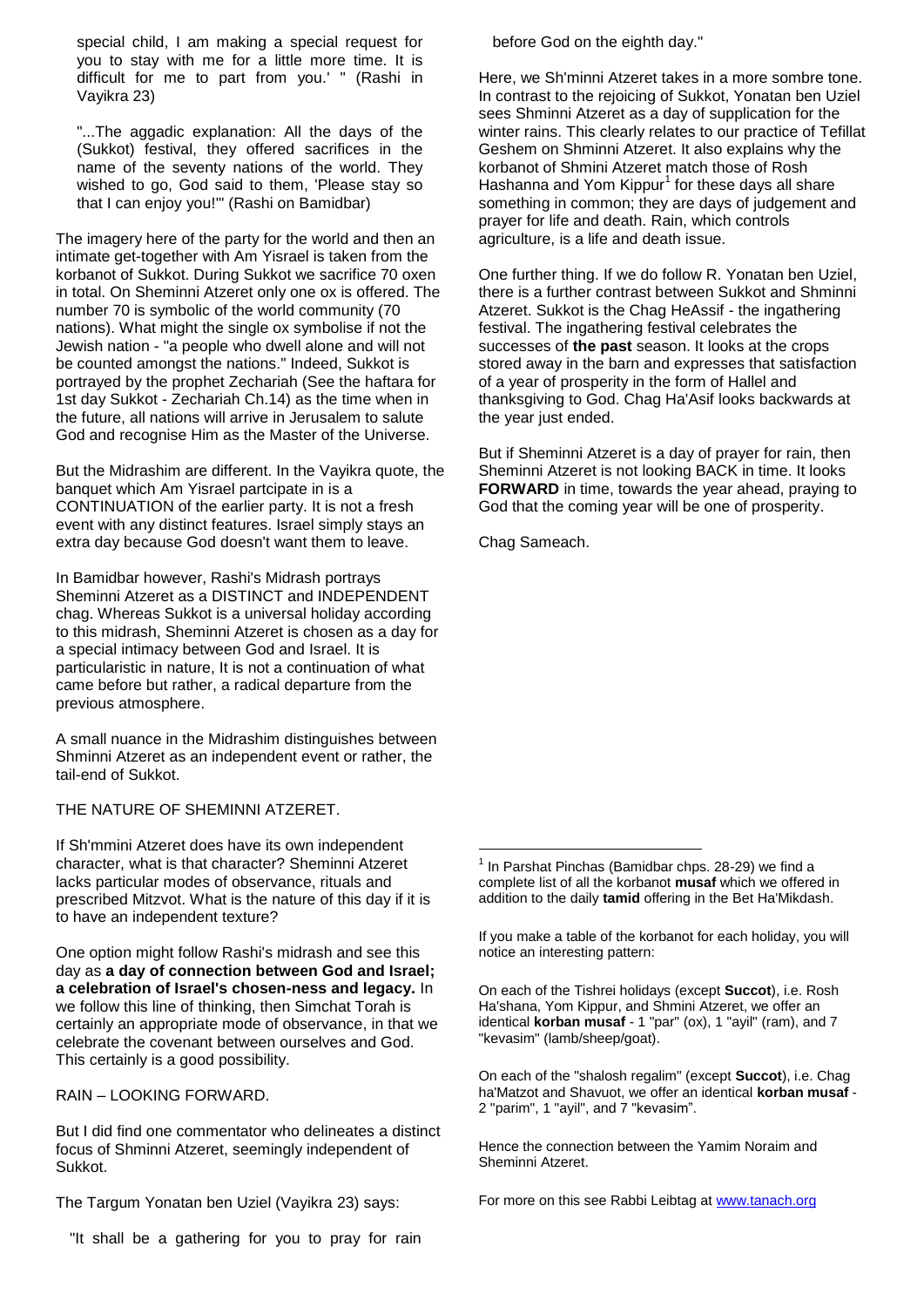special child, I am making a special request for you to stay with me for a little more time. It is difficult for me to part from you.' " (Rashi in Vayikra 23)

"...The aggadic explanation: All the days of the (Sukkot) festival, they offered sacrifices in the name of the seventy nations of the world. They wished to go, God said to them, 'Please stay so that I can enjoy you!'" (Rashi on Bamidbar)

The imagery here of the party for the world and then an intimate get-together with Am Yisrael is taken from the korbanot of Sukkot. During Sukkot we sacrifice 70 oxen in total. On Sheminni Atzeret only one ox is offered. The number 70 is symbolic of the world community (70 nations). What might the single ox symbolise if not the Jewish nation - "a people who dwell alone and will not be counted amongst the nations." Indeed, Sukkot is portrayed by the prophet Zechariah (See the haftara for 1st day Sukkot - Zechariah Ch.14) as the time when in the future, all nations will arrive in Jerusalem to salute God and recognise Him as the Master of the Universe.

But the Midrashim are different. In the Vayikra quote, the banquet which Am Yisrael partcipate in is a CONTINUATION of the earlier party. It is not a fresh event with any distinct features. Israel simply stays an extra day because God doesn't want them to leave.

In Bamidbar however, Rashi's Midrash portrays Sheminni Atzeret as a DISTINCT and INDEPENDENT chag. Whereas Sukkot is a universal holiday according to this midrash, Sheminni Atzeret is chosen as a day for a special intimacy between God and Israel. It is particularistic in nature, It is not a continuation of what came before but rather, a radical departure from the previous atmosphere.

A small nuance in the Midrashim distinguishes between Shminni Atzeret as an independent event or rather, the tail-end of Sukkot.

THE NATURE OF SHEMINNI ATZERET.

If Sh'mmini Atzeret does have its own independent character, what is that character? Sheminni Atzeret lacks particular modes of observance, rituals and prescribed Mitzvot. What is the nature of this day if it is to have an independent texture?

One option might follow Rashi's midrash and see this day as **a day of connection between God and Israel; a celebration of Israel's chosen-ness and legacy.** In we follow this line of thinking, then Simchat Torah is certainly an appropriate mode of observance, in that we celebrate the covenant between ourselves and God. This certainly is a good possibility.

RAIN – LOOKING FORWARD.

But I did find one commentator who delineates a distinct focus of Shminni Atzeret, seemingly independent of Sukkot.

The Targum Yonatan ben Uziel (Vayikra 23) says:

"It shall be a gathering for you to pray for rain before God on the eighth day."

Here, we Sh'minni Atzeret takes in a more sombre tone. In contrast to the rejoicing of Sukkot, Yonatan ben Uziel sees Shminni Atzeret as a day of supplication for the winter rains. This clearly relates to our practice of Tefillat Geshem on Shminni Atzeret. It also explains why the korbanot of Shmini Atzeret match those of Rosh Hashanna and Yom Kippur[1] for these days all share something in common; they are days of judgement and prayer for life and death. Rain, which controls agriculture, is a life and death issue.

One further thing. If we do follow R. Yonatan ben Uziel, there is a further contrast between Sukkot and Shminni Atzeret. Sukkot is the Chag HeAssif - the ingathering festival. The ingathering festival celebrates the successes of **the past** season. It looks at the crops stored away in the barn and expresses that satisfaction of a year of prosperity in the form of Hallel and thanksgiving to God. Chag Ha'Asif looks backwards at the year just ended.

But if Sheminni Atzeret is a day of prayer for rain, then Sheminni Atzeret is not looking BACK in time. It looks **FORWARD** in time, towards the year ahead, praying to God that the coming year will be one of prosperity.

Chag Sameach.

---

[1] In Parshat Pinchas (Bamidbar chps. 28-29) we find a complete list of all the korbanot **musaf** which we offered in addition to the daily **tamid** offering in the Bet Ha'Mikdash.

If you make a table of the korbanot for each holiday, you will notice an interesting pattern:

On each of the Tishrei holidays (except **Succot**), i.e. Rosh Ha'shana, Yom Kippur, and Shmini Atzeret, we offer an identical **korban musaf** - 1 "par" (ox), 1 "ayil" (ram), and 7 "kevasim" (lamb/sheep/goat).

On each of the "shalosh regalim" (except **Succot**), i.e. Chag ha'Matzot and Shavuot, we offer an identical **korban musaf** - 2 "parim", 1 "ayil", and 7 "kevasim".

Hence the connection between the Yamim Noraim and Sheminni Atzeret.

For more on this see Rabbi Leibtag at www.tanach.org